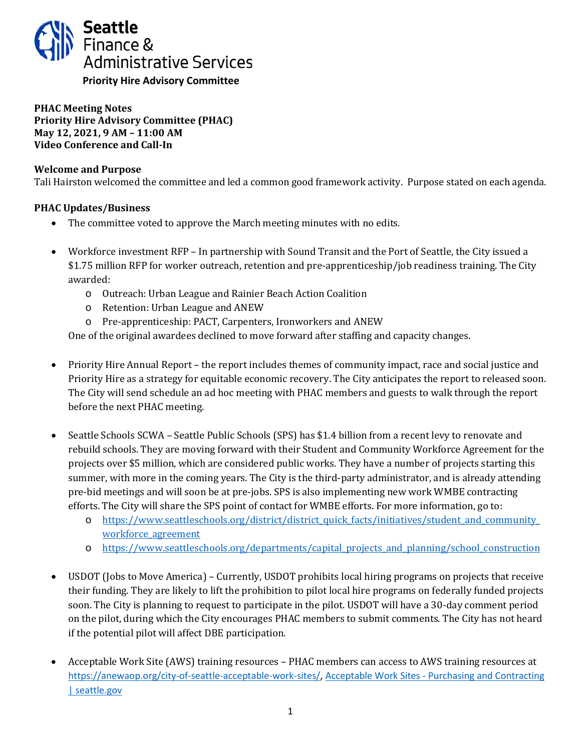Seattle Finance & Administrative Services

**Priority Hire Advisory Committee**

**PHAC Meeting Notes**
**Priority Hire Advisory Committee (PHAC)**
**May 12, 2021, 9 AM – 11:00 AM**
**Video Conference and Call-In**

**Welcome and Purpose**

Tali Hairston welcomed the committee and led a common good framework activity. Purpose stated on each agenda.

**PHAC Updates/Business**

- The committee voted to approve the March meeting minutes with no edits.

- Workforce investment RFP – In partnership with Sound Transit and the Port of Seattle, the City issued a $1.75 million RFP for worker outreach, retention and pre-apprenticeship/job readiness training. The City awarded:
  - Outreach: Urban League and Rainier Beach Action Coalition
  - Retention: Urban League and ANEW
  - Pre-apprenticeship: PACT, Carpenters, Ironworkers and ANEW

  One of the original awardees declined to move forward after staffing and capacity changes.

- Priority Hire Annual Report – the report includes themes of community impact, race and social justice and Priority Hire as a strategy for equitable economic recovery. The City anticipates the report to released soon. The City will send schedule an ad hoc meeting with PHAC members and guests to walk through the report before the next PHAC meeting.

- Seattle Schools SCWA – Seattle Public Schools (SPS) has $1.4 billion from a recent levy to renovate and rebuild schools. They are moving forward with their Student and Community Workforce Agreement for the projects over $5 million, which are considered public works. They have a number of projects starting this summer, with more in the coming years. The City is the third-party administrator, and is already attending pre-bid meetings and will soon be at pre-jobs. SPS is also implementing new work WMBE contracting efforts. The City will share the SPS point of contact for WMBE efforts. For more information, go to:
  - https://www.seattleschools.org/district/district_quick_facts/initiatives/student_and_community_workforce_agreement
  - https://www.seattleschools.org/departments/capital_projects_and_planning/school_construction

- USDOT (Jobs to Move America) – Currently, USDOT prohibits local hiring programs on projects that receive their funding. They are likely to lift the prohibition to pilot local hire programs on federally funded projects soon. The City is planning to request to participate in the pilot. USDOT will have a 30-day comment period on the pilot, during which the City encourages PHAC members to submit comments. The City has not heard if the potential pilot will affect DBE participation.

- Acceptable Work Site (AWS) training resources – PHAC members can access to AWS training resources at https://anewaop.org/city-of-seattle-acceptable-work-sites/, Acceptable Work Sites - Purchasing and Contracting | seattle.gov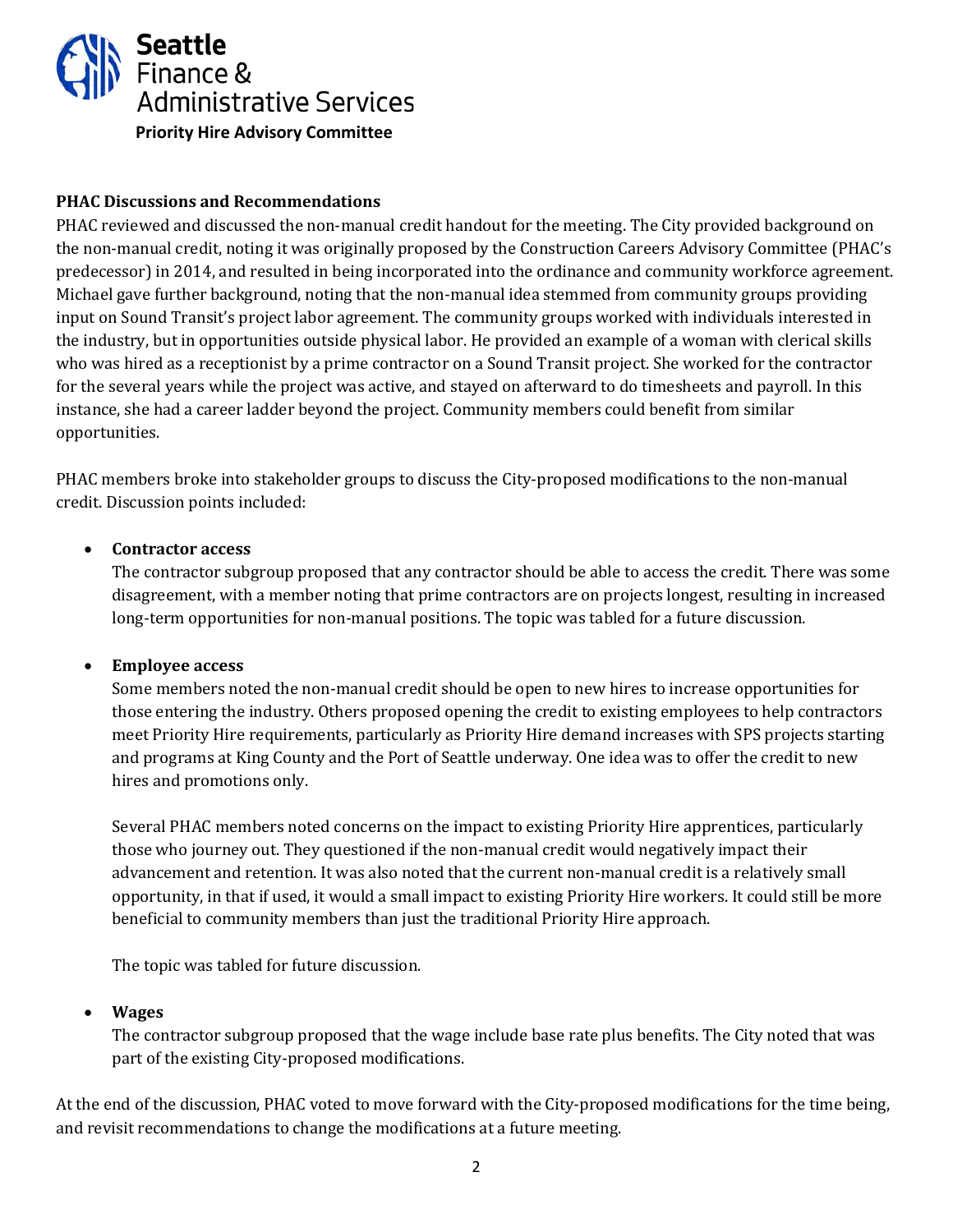**PHAC Discussions and Recommendations**

PHAC reviewed and discussed the non-manual credit handout for the meeting. The City provided background on the non-manual credit, noting it was originally proposed by the Construction Careers Advisory Committee (PHAC's predecessor) in 2014, and resulted in being incorporated into the ordinance and community workforce agreement. Michael gave further background, noting that the non-manual idea stemmed from community groups providing input on Sound Transit's project labor agreement. The community groups worked with individuals interested in the industry, but in opportunities outside physical labor. He provided an example of a woman with clerical skills who was hired as a receptionist by a prime contractor on a Sound Transit project. She worked for the contractor for the several years while the project was active, and stayed on afterward to do timesheets and payroll. In this instance, she had a career ladder beyond the project. Community members could benefit from similar opportunities.

PHAC members broke into stakeholder groups to discuss the City-proposed modifications to the non-manual credit. Discussion points included:

- **Contractor access**
  The contractor subgroup proposed that any contractor should be able to access the credit. There was some disagreement, with a member noting that prime contractors are on projects longest, resulting in increased long-term opportunities for non-manual positions. The topic was tabled for a future discussion.

- **Employee access**
  Some members noted the non-manual credit should be open to new hires to increase opportunities for those entering the industry. Others proposed opening the credit to existing employees to help contractors meet Priority Hire requirements, particularly as Priority Hire demand increases with SPS projects starting and programs at King County and the Port of Seattle underway. One idea was to offer the credit to new hires and promotions only.

  Several PHAC members noted concerns on the impact to existing Priority Hire apprentices, particularly those who journey out. They questioned if the non-manual credit would negatively impact their advancement and retention. It was also noted that the current non-manual credit is a relatively small opportunity, in that if used, it would a small impact to existing Priority Hire workers. It could still be more beneficial to community members than just the traditional Priority Hire approach.

  The topic was tabled for future discussion.

- **Wages**
  The contractor subgroup proposed that the wage include base rate plus benefits. The City noted that was part of the existing City-proposed modifications.

At the end of the discussion, PHAC voted to move forward with the City-proposed modifications for the time being, and revisit recommendations to change the modifications at a future meeting.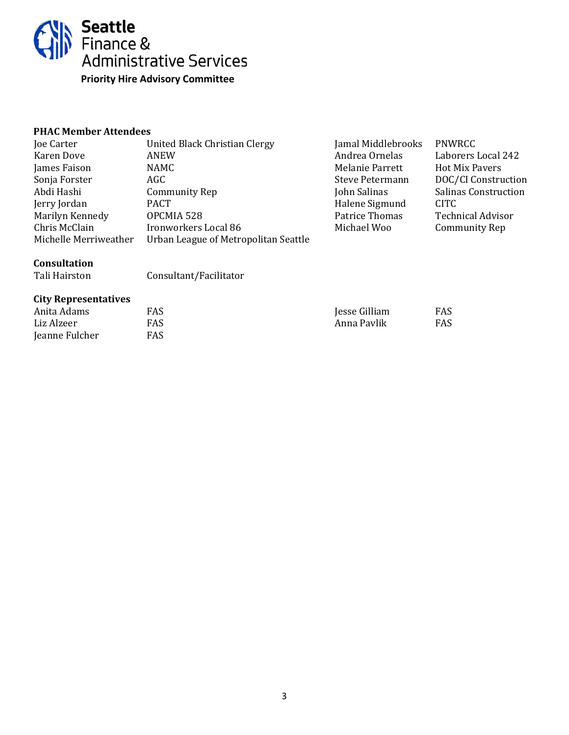Seattle Finance & Administrative Services

**Priority Hire Advisory Committee**

### PHAC Member Attendees

| | | | |
|---|---|---|---|
| Joe Carter | United Black Christian Clergy | Jamal Middlebrooks | PNWRCC |
| Karen Dove | ANEW | Andrea Ornelas | Laborers Local 242 |
| James Faison | NAMC | Melanie Parrett | Hot Mix Pavers |
| Sonja Forster | AGC | Steve Petermann | DOC/CI Construction |
| Abdi Hashi | Community Rep | John Salinas | Salinas Construction |
| Jerry Jordan | PACT | Halene Sigmund | CITC |
| Marilyn Kennedy | OPCMIA 528 | Patrice Thomas | Technical Advisor |
| Chris McClain | Ironworkers Local 86 | Michael Woo | Community Rep |
| Michelle Merriweather | Urban League of Metropolitan Seattle | | |

### Consultation

| | |
|---|---|
| Tali Hairston | Consultant/Facilitator |

### City Representatives

| | | | |
|---|---|---|---|
| Anita Adams | FAS | Jesse Gilliam | FAS |
| Liz Alzeer | FAS | Anna Pavlik | FAS |
| Jeanne Fulcher | FAS | | |